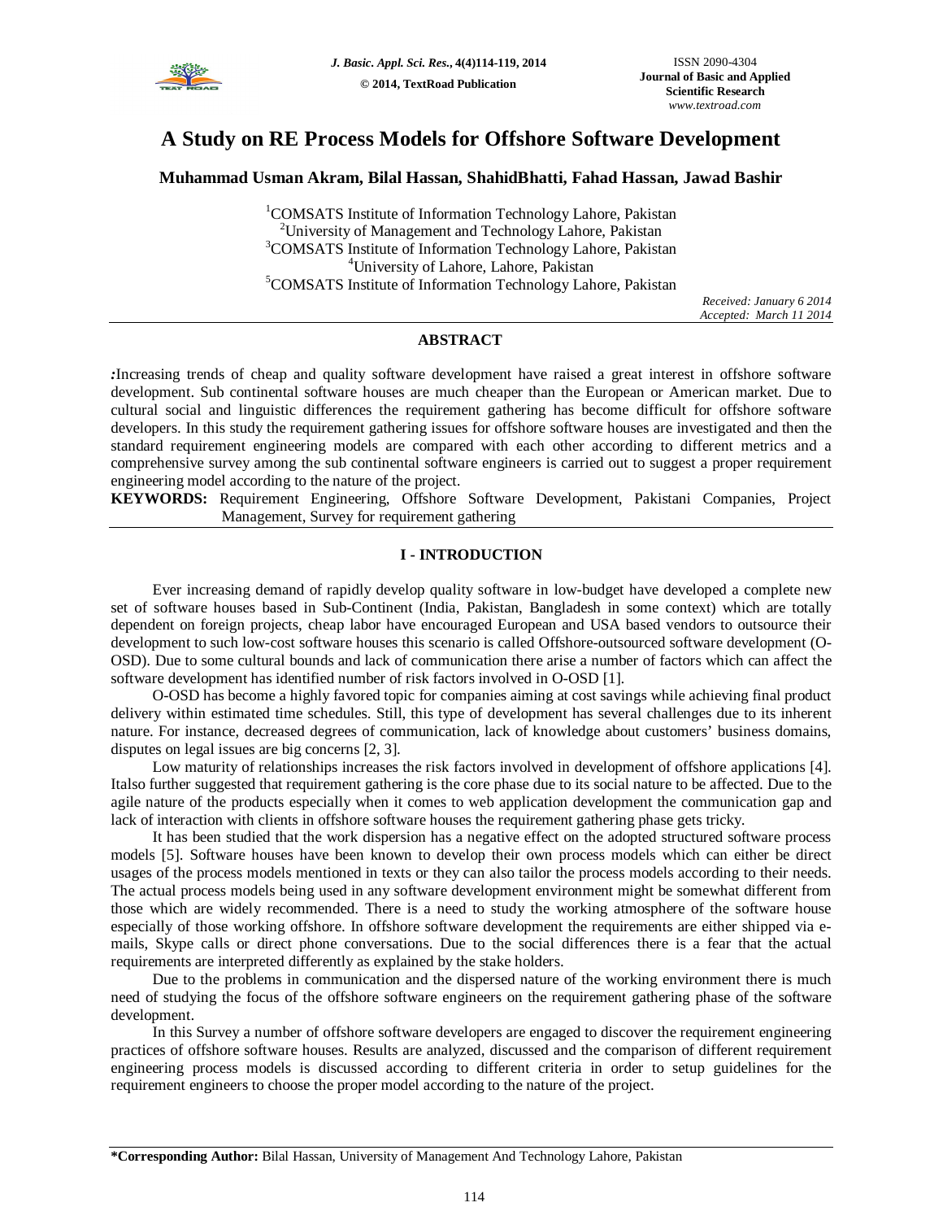# A Study on RE Process Models for Offshore Software Development

**Muhammad Usman Akram, Bilal Hassan, ShahidBhatti, Fahad Hassan, Jawad Bashir**

[1]COMSATS Institute of Information Technology Lahore, Pakistan
[2]University of Management and Technology Lahore, Pakistan
[3]COMSATS Institute of Information Technology Lahore, Pakistan
[4]University of Lahore, Lahore, Pakistan
[5]COMSATS Institute of Information Technology Lahore, Pakistan

*Received: January 6 2014*
*Accepted: March 11 2014*

## ABSTRACT

**:**Increasing trends of cheap and quality software development have raised a great interest in offshore software development. Sub continental software houses are much cheaper than the European or American market. Due to cultural social and linguistic differences the requirement gathering has become difficult for offshore software developers. In this study the requirement gathering issues for offshore software houses are investigated and then the standard requirement engineering models are compared with each other according to different metrics and a comprehensive survey among the sub continental software engineers is carried out to suggest a proper requirement engineering model according to the nature of the project.

**KEYWORDS:** Requirement Engineering, Offshore Software Development, Pakistani Companies, Project Management, Survey for requirement gathering

## I - INTRODUCTION

Ever increasing demand of rapidly develop quality software in low-budget have developed a complete new set of software houses based in Sub-Continent (India, Pakistan, Bangladesh in some context) which are totally dependent on foreign projects, cheap labor have encouraged European and USA based vendors to outsource their development to such low-cost software houses this scenario is called Offshore-outsourced software development (O-OSD). Due to some cultural bounds and lack of communication there arise a number of factors which can affect the software development has identified number of risk factors involved in O-OSD [1].

O-OSD has become a highly favored topic for companies aiming at cost savings while achieving final product delivery within estimated time schedules. Still, this type of development has several challenges due to its inherent nature. For instance, decreased degrees of communication, lack of knowledge about customers' business domains, disputes on legal issues are big concerns [2, 3].

Low maturity of relationships increases the risk factors involved in development of offshore applications [4]. Italso further suggested that requirement gathering is the core phase due to its social nature to be affected. Due to the agile nature of the products especially when it comes to web application development the communication gap and lack of interaction with clients in offshore software houses the requirement gathering phase gets tricky.

It has been studied that the work dispersion has a negative effect on the adopted structured software process models [5]. Software houses have been known to develop their own process models which can either be direct usages of the process models mentioned in texts or they can also tailor the process models according to their needs. The actual process models being used in any software development environment might be somewhat different from those which are widely recommended. There is a need to study the working atmosphere of the software house especially of those working offshore. In offshore software development the requirements are either shipped via e-mails, Skype calls or direct phone conversations. Due to the social differences there is a fear that the actual requirements are interpreted differently as explained by the stake holders.

Due to the problems in communication and the dispersed nature of the working environment there is much need of studying the focus of the offshore software engineers on the requirement gathering phase of the software development.

In this Survey a number of offshore software developers are engaged to discover the requirement engineering practices of offshore software houses. Results are analyzed, discussed and the comparison of different requirement engineering process models is discussed according to different criteria in order to setup guidelines for the requirement engineers to choose the proper model according to the nature of the project.

**\*Corresponding Author:** Bilal Hassan, University of Management And Technology Lahore, Pakistan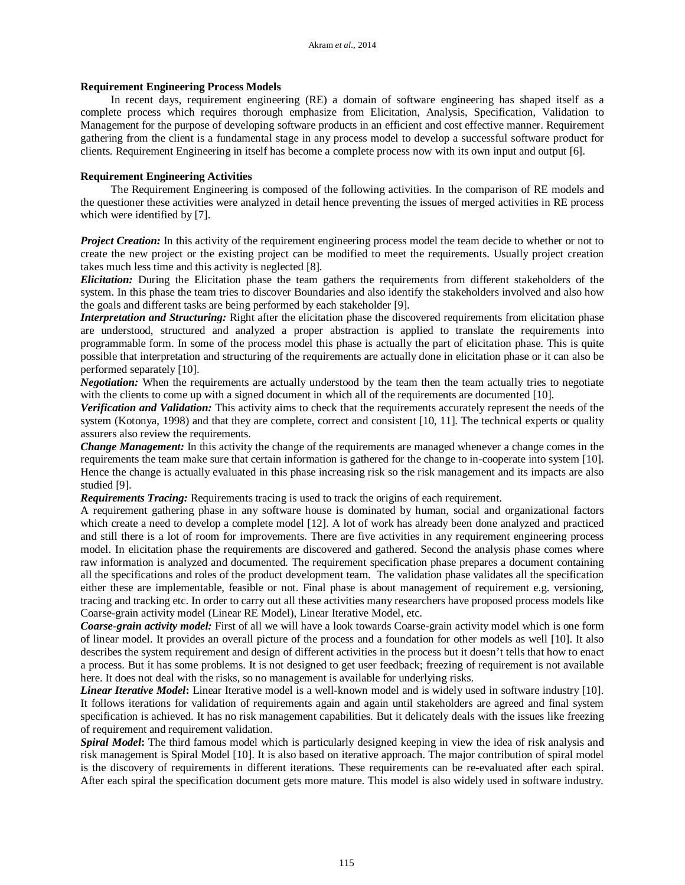**Requirement Engineering Process Models**

In recent days, requirement engineering (RE) a domain of software engineering has shaped itself as a complete process which requires thorough emphasize from Elicitation, Analysis, Specification, Validation to Management for the purpose of developing software products in an efficient and cost effective manner. Requirement gathering from the client is a fundamental stage in any process model to develop a successful software product for clients. Requirement Engineering in itself has become a complete process now with its own input and output [6].

**Requirement Engineering Activities**

The Requirement Engineering is composed of the following activities. In the comparison of RE models and the questioner these activities were analyzed in detail hence preventing the issues of merged activities in RE process which were identified by [7].

***Project Creation:*** In this activity of the requirement engineering process model the team decide to whether or not to create the new project or the existing project can be modified to meet the requirements. Usually project creation takes much less time and this activity is neglected [8].

***Elicitation:*** During the Elicitation phase the team gathers the requirements from different stakeholders of the system. In this phase the team tries to discover Boundaries and also identify the stakeholders involved and also how the goals and different tasks are being performed by each stakeholder [9].

***Interpretation and Structuring:*** Right after the elicitation phase the discovered requirements from elicitation phase are understood, structured and analyzed a proper abstraction is applied to translate the requirements into programmable form. In some of the process model this phase is actually the part of elicitation phase. This is quite possible that interpretation and structuring of the requirements are actually done in elicitation phase or it can also be performed separately [10].

***Negotiation:*** When the requirements are actually understood by the team then the team actually tries to negotiate with the clients to come up with a signed document in which all of the requirements are documented [10].

***Verification and Validation:*** This activity aims to check that the requirements accurately represent the needs of the system (Kotonya, 1998) and that they are complete, correct and consistent [10, 11]. The technical experts or quality assurers also review the requirements.

***Change Management:*** In this activity the change of the requirements are managed whenever a change comes in the requirements the team make sure that certain information is gathered for the change to in-cooperate into system [10]. Hence the change is actually evaluated in this phase increasing risk so the risk management and its impacts are also studied [9].

***Requirements Tracing:*** Requirements tracing is used to track the origins of each requirement.

A requirement gathering phase in any software house is dominated by human, social and organizational factors which create a need to develop a complete model [12]. A lot of work has already been done analyzed and practiced and still there is a lot of room for improvements. There are five activities in any requirement engineering process model. In elicitation phase the requirements are discovered and gathered. Second the analysis phase comes where raw information is analyzed and documented. The requirement specification phase prepares a document containing all the specifications and roles of the product development team. The validation phase validates all the specification either these are implementable, feasible or not. Final phase is about management of requirement e.g. versioning, tracing and tracking etc. In order to carry out all these activities many researchers have proposed process models like Coarse-grain activity model (Linear RE Model), Linear Iterative Model, etc.

***Coarse-grain activity model:*** First of all we will have a look towards Coarse-grain activity model which is one form of linear model. It provides an overall picture of the process and a foundation for other models as well [10]. It also describes the system requirement and design of different activities in the process but it doesn't tells that how to enact a process. But it has some problems. It is not designed to get user feedback; freezing of requirement is not available here. It does not deal with the risks, so no management is available for underlying risks.

***Linear Iterative Model*:** Linear Iterative model is a well-known model and is widely used in software industry [10]. It follows iterations for validation of requirements again and again until stakeholders are agreed and final system specification is achieved. It has no risk management capabilities. But it delicately deals with the issues like freezing of requirement and requirement validation.

***Spiral Model*:** The third famous model which is particularly designed keeping in view the idea of risk analysis and risk management is Spiral Model [10]. It is also based on iterative approach. The major contribution of spiral model is the discovery of requirements in different iterations. These requirements can be re-evaluated after each spiral. After each spiral the specification document gets more mature. This model is also widely used in software industry.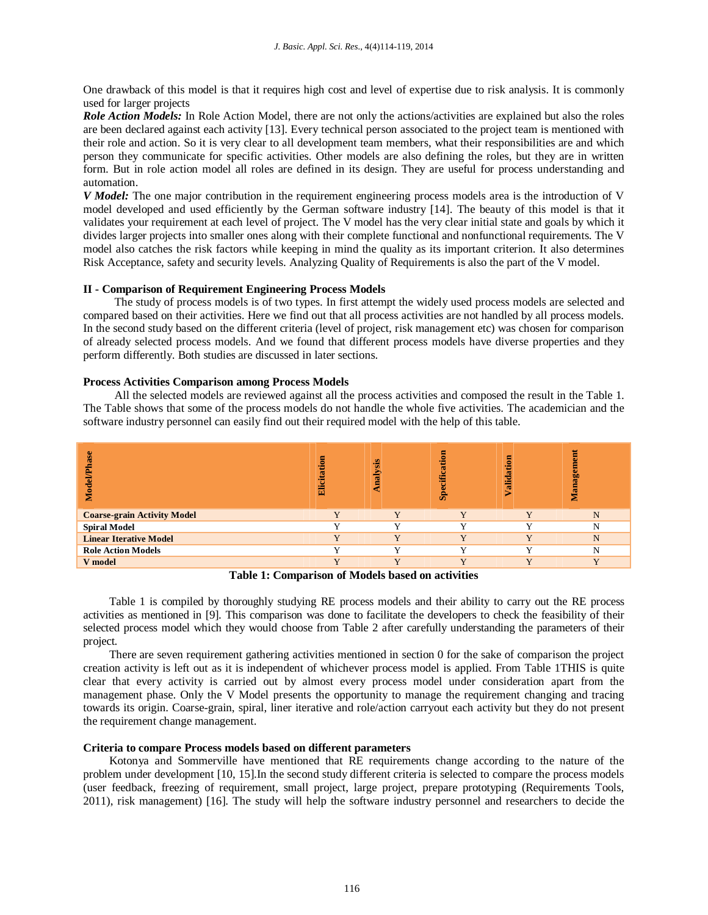One drawback of this model is that it requires high cost and level of expertise due to risk analysis. It is commonly used for larger projects

***Role Action Models:*** In Role Action Model, there are not only the actions/activities are explained but also the roles are been declared against each activity [13]. Every technical person associated to the project team is mentioned with their role and action. So it is very clear to all development team members, what their responsibilities are and which person they communicate for specific activities. Other models are also defining the roles, but they are in written form. But in role action model all roles are defined in its design. They are useful for process understanding and automation.

***V Model:*** The one major contribution in the requirement engineering process models area is the introduction of V model developed and used efficiently by the German software industry [14]. The beauty of this model is that it validates your requirement at each level of project. The V model has the very clear initial state and goals by which it divides larger projects into smaller ones along with their complete functional and nonfunctional requirements. The V model also catches the risk factors while keeping in mind the quality as its important criterion. It also determines Risk Acceptance, safety and security levels. Analyzing Quality of Requirements is also the part of the V model.

### II - Comparison of Requirement Engineering Process Models

The study of process models is of two types. In first attempt the widely used process models are selected and compared based on their activities. Here we find out that all process activities are not handled by all process models. In the second study based on the different criteria (level of project, risk management etc) was chosen for comparison of already selected process models. And we found that different process models have diverse properties and they perform differently. Both studies are discussed in later sections.

### Process Activities Comparison among Process Models

All the selected models are reviewed against all the process activities and composed the result in the Table 1. The Table shows that some of the process models do not handle the whole five activities. The academician and the software industry personnel can easily find out their required model with the help of this table.

| Model/Phase | Elicitation | Analysis | Specification | Validation | Management |
|---|---|---|---|---|---|
| **Coarse-grain Activity Model** | Y | Y | Y | Y | N |
| **Spiral Model** | Y | Y | Y | Y | N |
| **Linear Iterative Model** | Y | Y | Y | Y | N |
| **Role Action Models** | Y | Y | Y | Y | N |
| **V model** | Y | Y | Y | Y | Y |

**Table 1: Comparison of Models based on activities**

Table 1 is compiled by thoroughly studying RE process models and their ability to carry out the RE process activities as mentioned in [9]. This comparison was done to facilitate the developers to check the feasibility of their selected process model which they would choose from Table 2 after carefully understanding the parameters of their project.

There are seven requirement gathering activities mentioned in section 0 for the sake of comparison the project creation activity is left out as it is independent of whichever process model is applied. From Table 1THIS is quite clear that every activity is carried out by almost every process model under consideration apart from the management phase. Only the V Model presents the opportunity to manage the requirement changing and tracing towards its origin. Coarse-grain, spiral, liner iterative and role/action carryout each activity but they do not present the requirement change management.

### Criteria to compare Process models based on different parameters

Kotonya and Sommerville have mentioned that RE requirements change according to the nature of the problem under development [10, 15].In the second study different criteria is selected to compare the process models (user feedback, freezing of requirement, small project, large project, prepare prototyping (Requirements Tools, 2011), risk management) [16]. The study will help the software industry personnel and researchers to decide the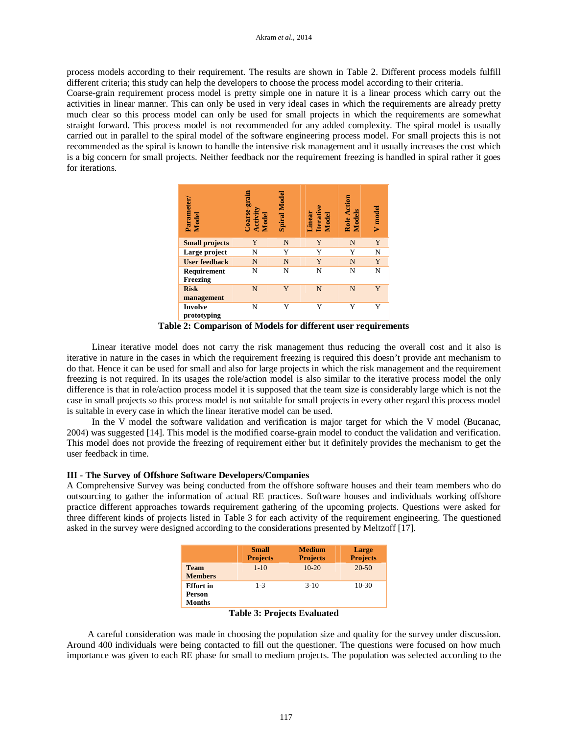process models according to their requirement. The results are shown in Table 2. Different process models fulfill different criteria; this study can help the developers to choose the process model according to their criteria.
Coarse-grain requirement process model is pretty simple one in nature it is a linear process which carry out the activities in linear manner. This can only be used in very ideal cases in which the requirements are already pretty much clear so this process model can only be used for small projects in which the requirements are somewhat straight forward. This process model is not recommended for any added complexity. The spiral model is usually carried out in parallel to the spiral model of the software engineering process model. For small projects this is not recommended as the spiral is known to handle the intensive risk management and it usually increases the cost which is a big concern for small projects. Neither feedback nor the requirement freezing is handled in spiral rather it goes for iterations.

| Parameter/ Model | Coarse-grain Activity Model | Spiral Model | Linear Iterative Model | Role Action Models | V model |
|---|---|---|---|---|---|
| **Small projects** | Y | N | Y | N | Y |
| **Large project** | N | Y | Y | Y | N |
| **User feedback** | N | N | Y | N | Y |
| **Requirement Freezing** | N | N | N | N | N |
| **Risk management** | N | Y | N | N | Y |
| **Involve prototyping** | N | Y | Y | Y | Y |

**Table 2: Comparison of Models for different user requirements**

Linear iterative model does not carry the risk management thus reducing the overall cost and it also is iterative in nature in the cases in which the requirement freezing is required this doesn't provide ant mechanism to do that. Hence it can be used for small and also for large projects in which the risk management and the requirement freezing is not required. In its usages the role/action model is also similar to the iterative process model the only difference is that in role/action process model it is supposed that the team size is considerably large which is not the case in small projects so this process model is not suitable for small projects in every other regard this process model is suitable in every case in which the linear iterative model can be used.

In the V model the software validation and verification is major target for which the V model (Bucanac, 2004) was suggested [14]. This model is the modified coarse-grain model to conduct the validation and verification. This model does not provide the freezing of requirement either but it definitely provides the mechanism to get the user feedback in time.

### III - The Survey of Offshore Software Developers/Companies

A Comprehensive Survey was being conducted from the offshore software houses and their team members who do outsourcing to gather the information of actual RE practices. Software houses and individuals working offshore practice different approaches towards requirement gathering of the upcoming projects. Questions were asked for three different kinds of projects listed in Table 3 for each activity of the requirement engineering. The questioned asked in the survey were designed according to the considerations presented by Meltzoff [17].

| | Small Projects | Medium Projects | Large Projects |
|---|---|---|---|
| **Team Members** | 1-10 | 10-20 | 20-50 |
| **Effort in Person Months** | 1-3 | 3-10 | 10-30 |

**Table 3: Projects Evaluated**

A careful consideration was made in choosing the population size and quality for the survey under discussion. Around 400 individuals were being contacted to fill out the questioner. The questions were focused on how much importance was given to each RE phase for small to medium projects. The population was selected according to the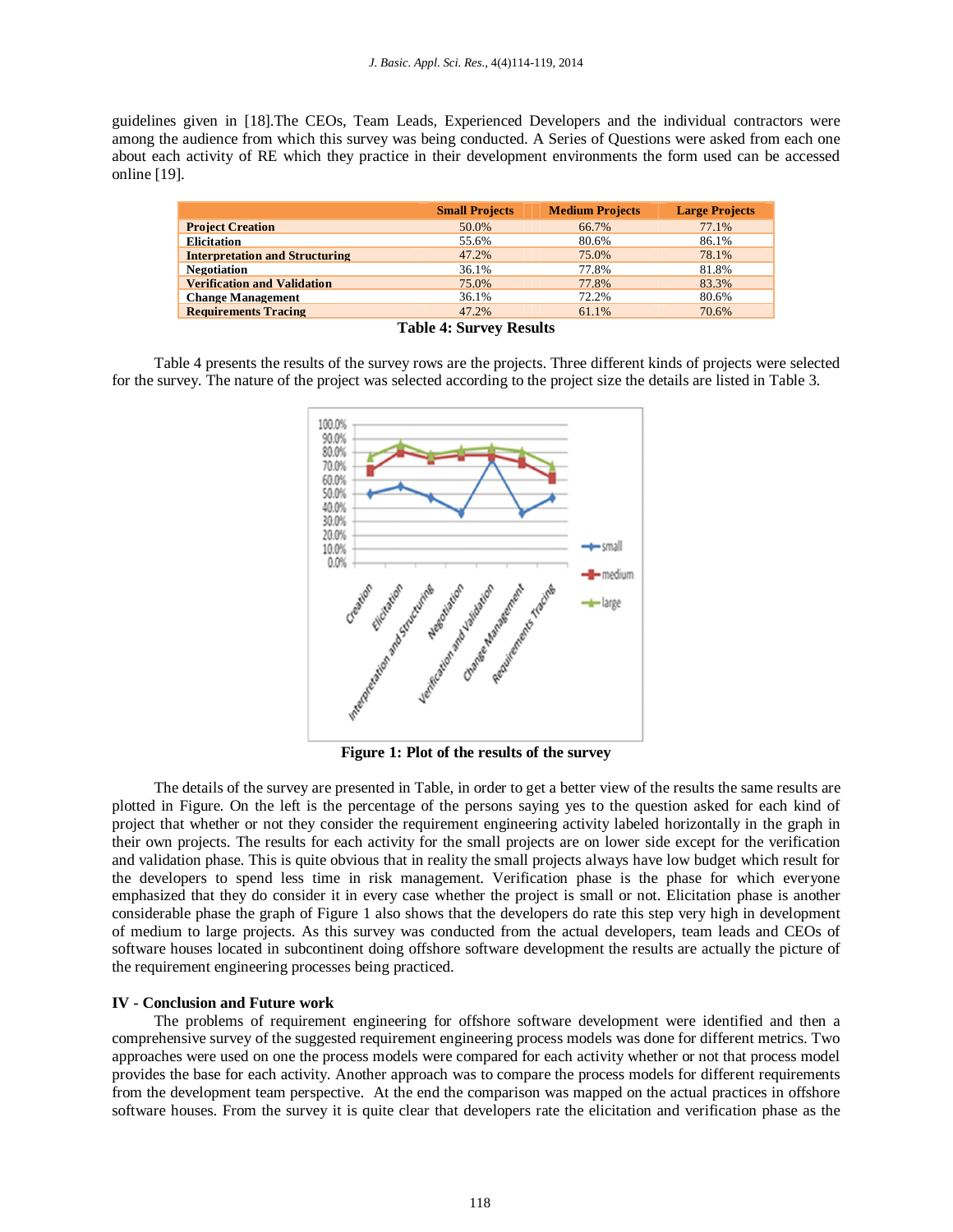guidelines given in [18].The CEOs, Team Leads, Experienced Developers and the individual contractors were among the audience from which this survey was being conducted. A Series of Questions were asked from each one about each activity of RE which they practice in their development environments the form used can be accessed online [19].

| | Small Projects | Medium Projects | Large Projects |
|---|---|---|---|
| **Project Creation** | 50.0% | 66.7% | 77.1% |
| **Elicitation** | 55.6% | 80.6% | 86.1% |
| **Interpretation and Structuring** | 47.2% | 75.0% | 78.1% |
| **Negotiation** | 36.1% | 77.8% | 81.8% |
| **Verification and Validation** | 75.0% | 77.8% | 83.3% |
| **Change Management** | 36.1% | 72.2% | 80.6% |
| **Requirements Tracing** | 47.2% | 61.1% | 70.6% |

**Table 4: Survey Results**

Table 4 presents the results of the survey rows are the projects. Three different kinds of projects were selected for the survey. The nature of the project was selected according to the project size the details are listed in Table 3.

**Figure 1: Plot of the results of the survey**

The details of the survey are presented in Table, in order to get a better view of the results the same results are plotted in Figure. On the left is the percentage of the persons saying yes to the question asked for each kind of project that whether or not they consider the requirement engineering activity labeled horizontally in the graph in their own projects. The results for each activity for the small projects are on lower side except for the verification and validation phase. This is quite obvious that in reality the small projects always have low budget which result for the developers to spend less time in risk management. Verification phase is the phase for which everyone emphasized that they do consider it in every case whether the project is small or not. Elicitation phase is another considerable phase the graph of Figure 1 also shows that the developers do rate this step very high in development of medium to large projects. As this survey was conducted from the actual developers, team leads and CEOs of software houses located in subcontinent doing offshore software development the results are actually the picture of the requirement engineering processes being practiced.

## IV - Conclusion and Future work

The problems of requirement engineering for offshore software development were identified and then a comprehensive survey of the suggested requirement engineering process models was done for different metrics. Two approaches were used on one the process models were compared for each activity whether or not that process model provides the base for each activity. Another approach was to compare the process models for different requirements from the development team perspective. At the end the comparison was mapped on the actual practices in offshore software houses. From the survey it is quite clear that developers rate the elicitation and verification phase as the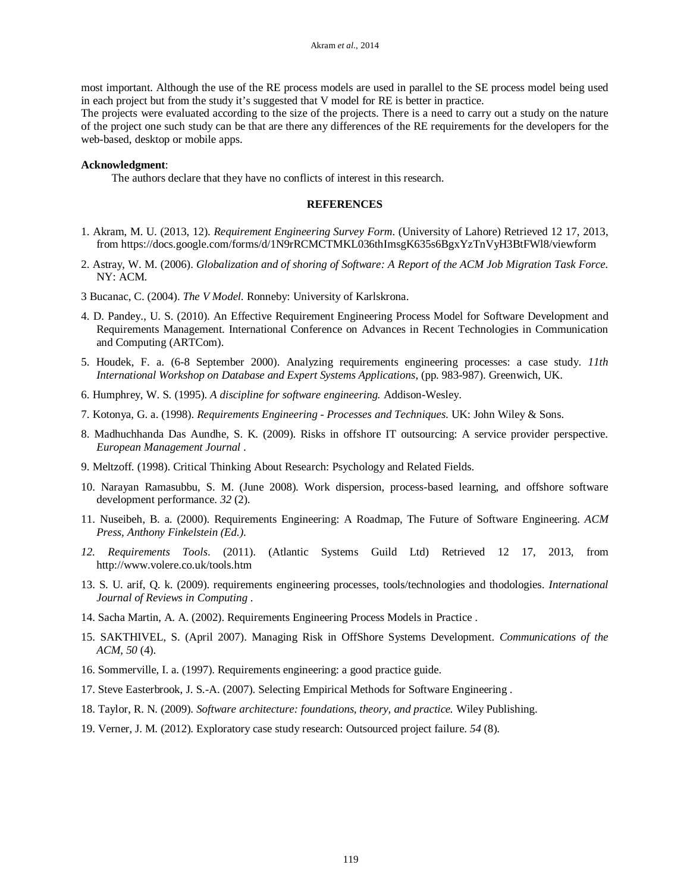most important. Although the use of the RE process models are used in parallel to the SE process model being used in each project but from the study it's suggested that V model for RE is better in practice.
The projects were evaluated according to the size of the projects. There is a need to carry out a study on the nature of the project one such study can be that are there any differences of the RE requirements for the developers for the web-based, desktop or mobile apps.

**Acknowledgment**:

The authors declare that they have no conflicts of interest in this research.

## REFERENCES

1. Akram, M. U. (2013, 12). *Requirement Engineering Survey Form*. (University of Lahore) Retrieved 12 17, 2013, from https://docs.google.com/forms/d/1N9rRCMCTMKL036thImsgK635s6BgxYzTnVyH3BtFWl8/viewform

2. Astray, W. M. (2006). *Globalization and of shoring of Software: A Report of the ACM Job Migration Task Force.* NY: ACM.

3 Bucanac, C. (2004). *The V Model.* Ronneby: University of Karlskrona.

4. D. Pandey., U. S. (2010). An Effective Requirement Engineering Process Model for Software Development and Requirements Management. International Conference on Advances in Recent Technologies in Communication and Computing (ARTCom).

5. Houdek, F. a. (6-8 September 2000). Analyzing requirements engineering processes: a case study. *11th International Workshop on Database and Expert Systems Applications,* (pp. 983-987). Greenwich, UK.

6. Humphrey, W. S. (1995). *A discipline for software engineering.* Addison-Wesley.

7. Kotonya, G. a. (1998). *Requirements Engineering - Processes and Techniques.* UK: John Wiley & Sons.

8. Madhuchhanda Das Aundhe, S. K. (2009). Risks in offshore IT outsourcing: A service provider perspective. *European Management Journal* .

9. Meltzoff. (1998). Critical Thinking About Research: Psychology and Related Fields.

10. Narayan Ramasubbu, S. M. (June 2008). Work dispersion, process-based learning, and offshore software development performance. *32* (2).

11. Nuseibeh, B. a. (2000). Requirements Engineering: A Roadmap, The Future of Software Engineering. *ACM Press, Anthony Finkelstein (Ed.).*

*12. Requirements Tools*. (2011). (Atlantic Systems Guild Ltd) Retrieved 12 17, 2013, from http://www.volere.co.uk/tools.htm

13. S. U. arif, Q. k. (2009). requirements engineering processes, tools/technologies and thodologies. *International Journal of Reviews in Computing* .

14. Sacha Martin, A. A. (2002). Requirements Engineering Process Models in Practice .

15. SAKTHIVEL, S. (April 2007). Managing Risk in OffShore Systems Development. *Communications of the ACM, 50* (4).

16. Sommerville, I. a. (1997). Requirements engineering: a good practice guide.

17. Steve Easterbrook, J. S.-A. (2007). Selecting Empirical Methods for Software Engineering .

18. Taylor, R. N. (2009). *Software architecture: foundations, theory, and practice.* Wiley Publishing.

19. Verner, J. M. (2012). Exploratory case study research: Outsourced project failure. *54* (8).